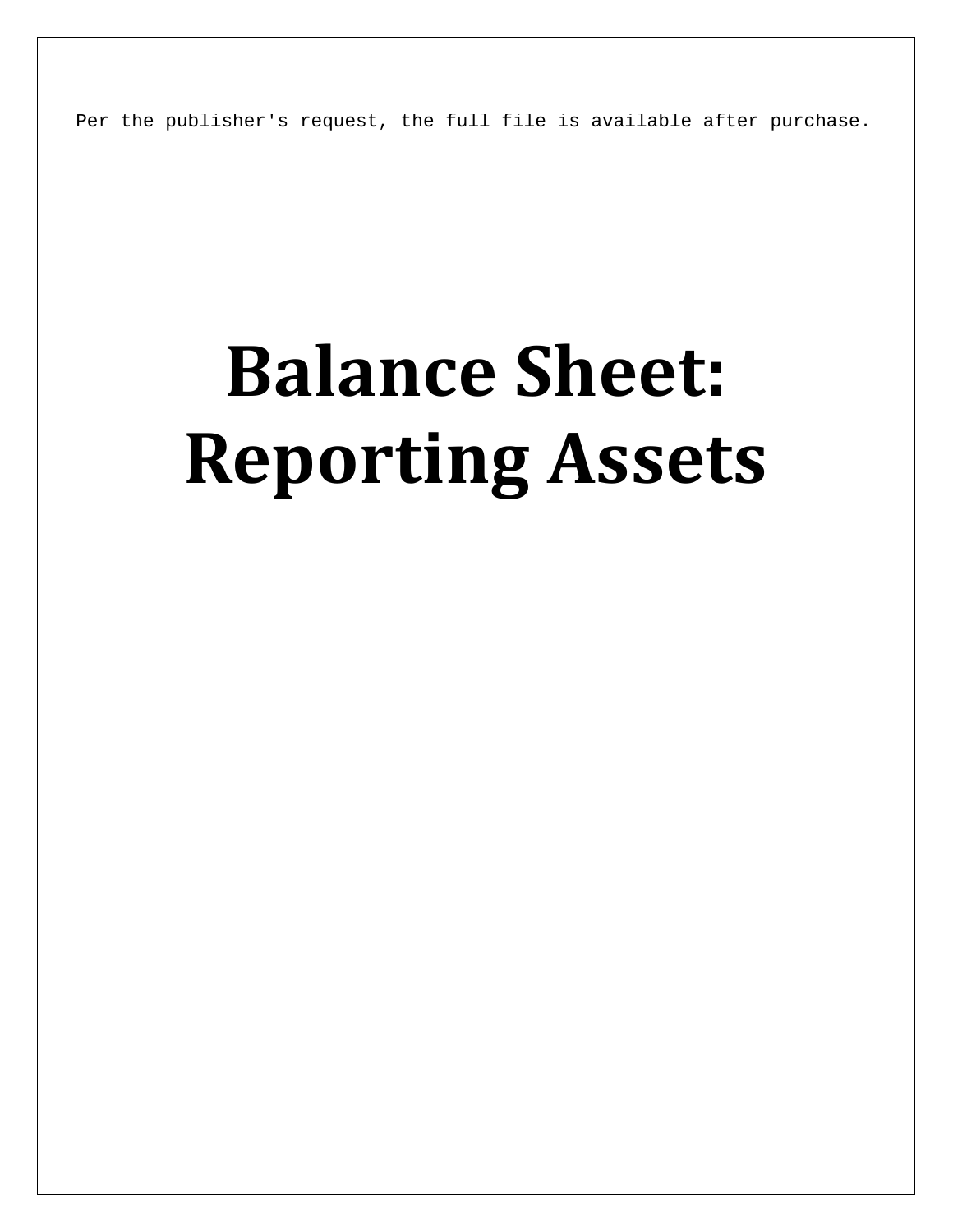Per the publisher's request, the full file is available after purchase.

# Balance Sheet: Reporting Assets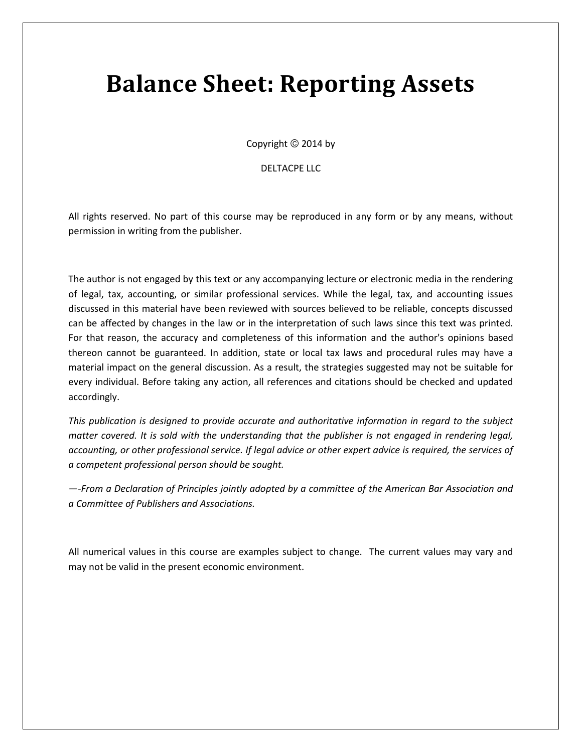# Balance Sheet: Reporting Assets

Copyright © 2014 by

DELTACPE LLC

All rights reserved. No part of this course may be reproduced in any form or by any means, without permission in writing from the publisher.

The author is not engaged by this text or any accompanying lecture or electronic media in the rendering of legal, tax, accounting, or similar professional services. While the legal, tax, and accounting issues discussed in this material have been reviewed with sources believed to be reliable, concepts discussed can be affected by changes in the law or in the interpretation of such laws since this text was printed. For that reason, the accuracy and completeness of this information and the author's opinions based thereon cannot be guaranteed. In addition, state or local tax laws and procedural rules may have a material impact on the general discussion. As a result, the strategies suggested may not be suitable for every individual. Before taking any action, all references and citations should be checked and updated accordingly.

*This publication is designed to provide accurate and authoritative information in regard to the subject matter covered. It is sold with the understanding that the publisher is not engaged in rendering legal, accounting, or other professional service. If legal advice or other expert advice is required, the services of a competent professional person should be sought.*

*—-From a Declaration of Principles jointly adopted by a committee of the American Bar Association and a Committee of Publishers and Associations.*

All numerical values in this course are examples subject to change. The current values may vary and may not be valid in the present economic environment.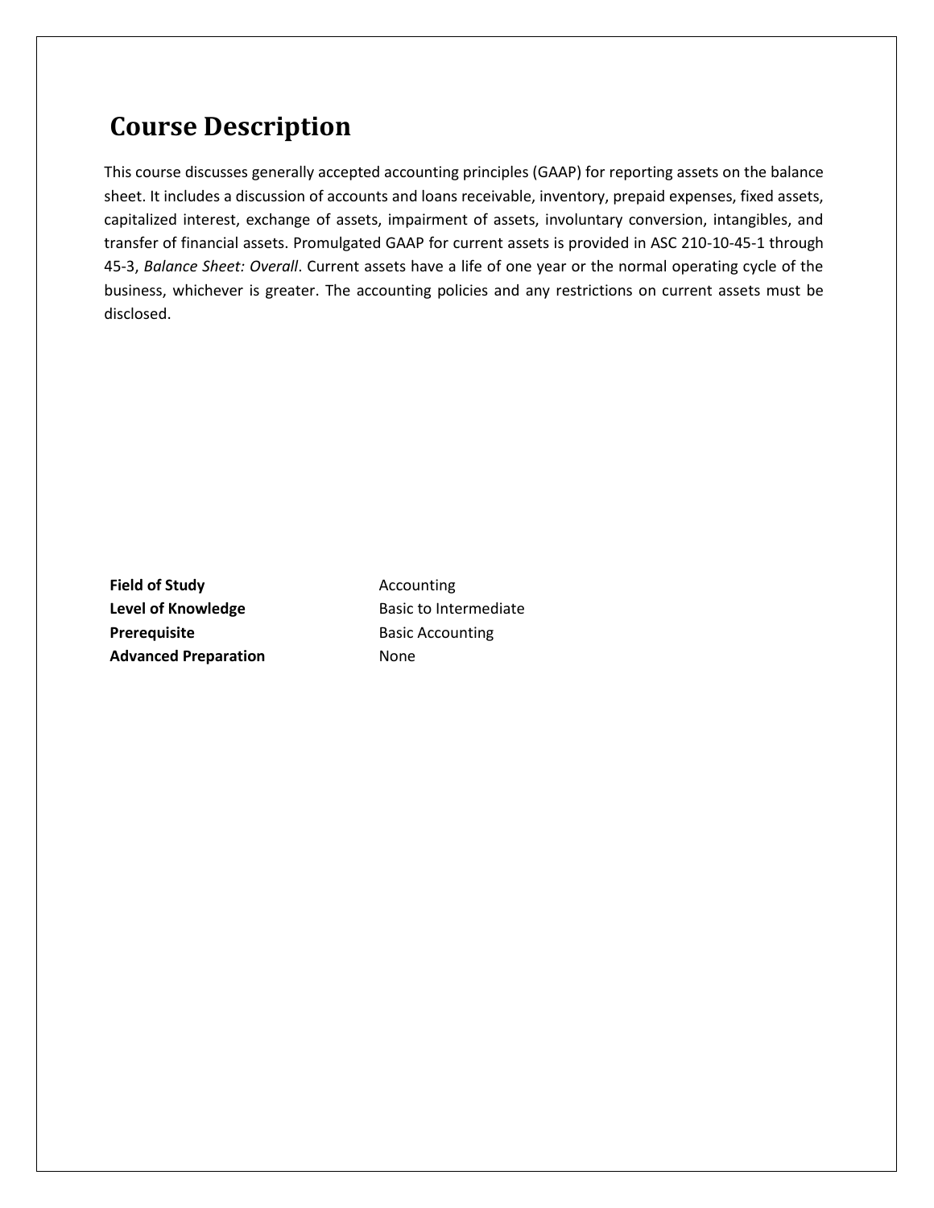# Course Description

This course discusses generally accepted accounting principles (GAAP) for reporting assets on the balance sheet. It includes a discussion of accounts and loans receivable, inventory, prepaid expenses, fixed assets, capitalized interest, exchange of assets, impairment of assets, involuntary conversion, intangibles, and transfer of financial assets. Promulgated GAAP for current assets is provided in ASC 210-10-45-1 through 45-3, *Balance Sheet: Overall*. Current assets have a life of one year or the normal operating cycle of the business, whichever is greater. The accounting policies and any restrictions on current assets must be disclosed.

| | |
|---|---|
| **Field of Study** | Accounting |
| **Level of Knowledge** | Basic to Intermediate |
| **Prerequisite** | Basic Accounting |
| **Advanced Preparation** | None |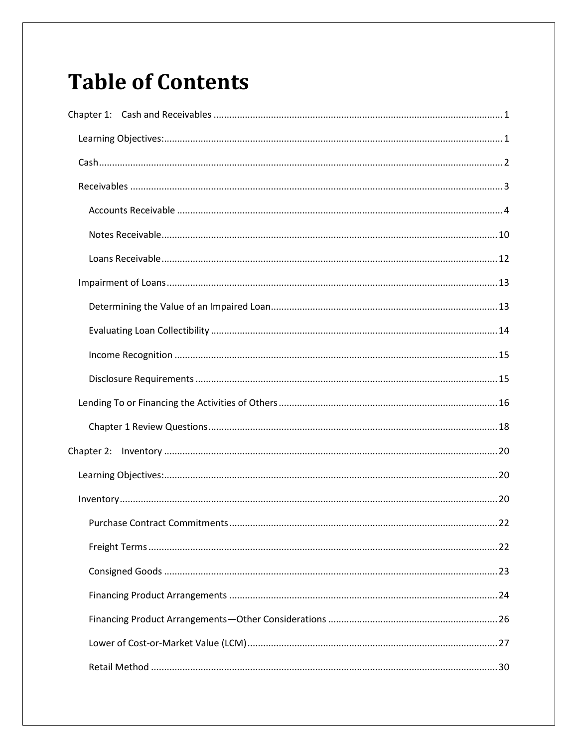# Table of Contents

Chapter 1: Cash and Receivables ............................................................ 1

- Learning Objectives: ............................................................ 1
- Cash ............................................................ 2
- Receivables ............................................................ 3
  - Accounts Receivable ............................................................ 4
  - Notes Receivable ............................................................ 10
  - Loans Receivable ............................................................ 12
- Impairment of Loans ............................................................ 13
  - Determining the Value of an Impaired Loan ............................................................ 13
  - Evaluating Loan Collectibility ............................................................ 14
  - Income Recognition ............................................................ 15
  - Disclosure Requirements ............................................................ 15
- Lending To or Financing the Activities of Others ............................................................ 16
  - Chapter 1 Review Questions ............................................................ 18

Chapter 2: Inventory ............................................................ 20

- Learning Objectives: ............................................................ 20
- Inventory ............................................................ 20
  - Purchase Contract Commitments ............................................................ 22
  - Freight Terms ............................................................ 22
  - Consigned Goods ............................................................ 23
  - Financing Product Arrangements ............................................................ 24
  - Financing Product Arrangements—Other Considerations ............................................................ 26
  - Lower of Cost-or-Market Value (LCM) ............................................................ 27
  - Retail Method ............................................................ 30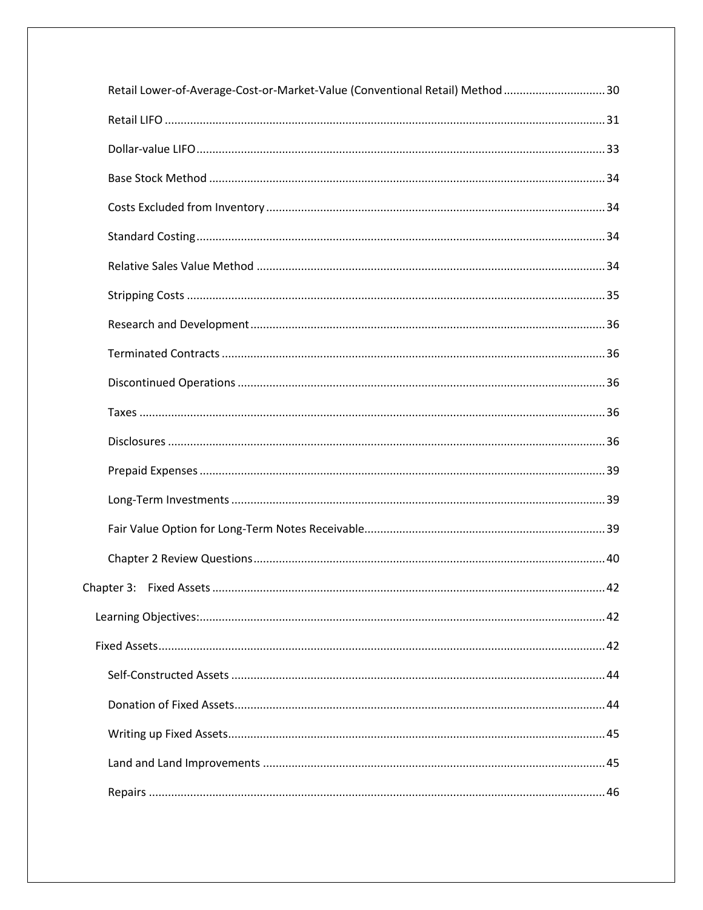Retail Lower-of-Average-Cost-or-Market-Value (Conventional Retail) Method ................................ 30

Retail LIFO ........................................................................................................................................ 31

Dollar-value LIFO ............................................................................................................................... 33

Base Stock Method ............................................................................................................................ 34

Costs Excluded from Inventory .......................................................................................................... 34

Standard Costing ............................................................................................................................... 34

Relative Sales Value Method ............................................................................................................. 34

Stripping Costs .................................................................................................................................. 35

Research and Development .............................................................................................................. 36

Terminated Contracts ........................................................................................................................ 36

Discontinued Operations ................................................................................................................... 36

Taxes ................................................................................................................................................. 36

Disclosures ........................................................................................................................................ 36

Prepaid Expenses .............................................................................................................................. 39

Long-Term Investments ..................................................................................................................... 39

Fair Value Option for Long-Term Notes Receivable ............................................................................ 39

Chapter 2 Review Questions ............................................................................................................. 40

Chapter 3: Fixed Assets ......................................................................................................................... 42

Learning Objectives: ............................................................................................................................. 42

Fixed Assets .......................................................................................................................................... 42

Self-Constructed Assets ..................................................................................................................... 44

Donation of Fixed Assets ................................................................................................................... 44

Writing up Fixed Assets ..................................................................................................................... 45

Land and Land Improvements ........................................................................................................... 45

Repairs .............................................................................................................................................. 46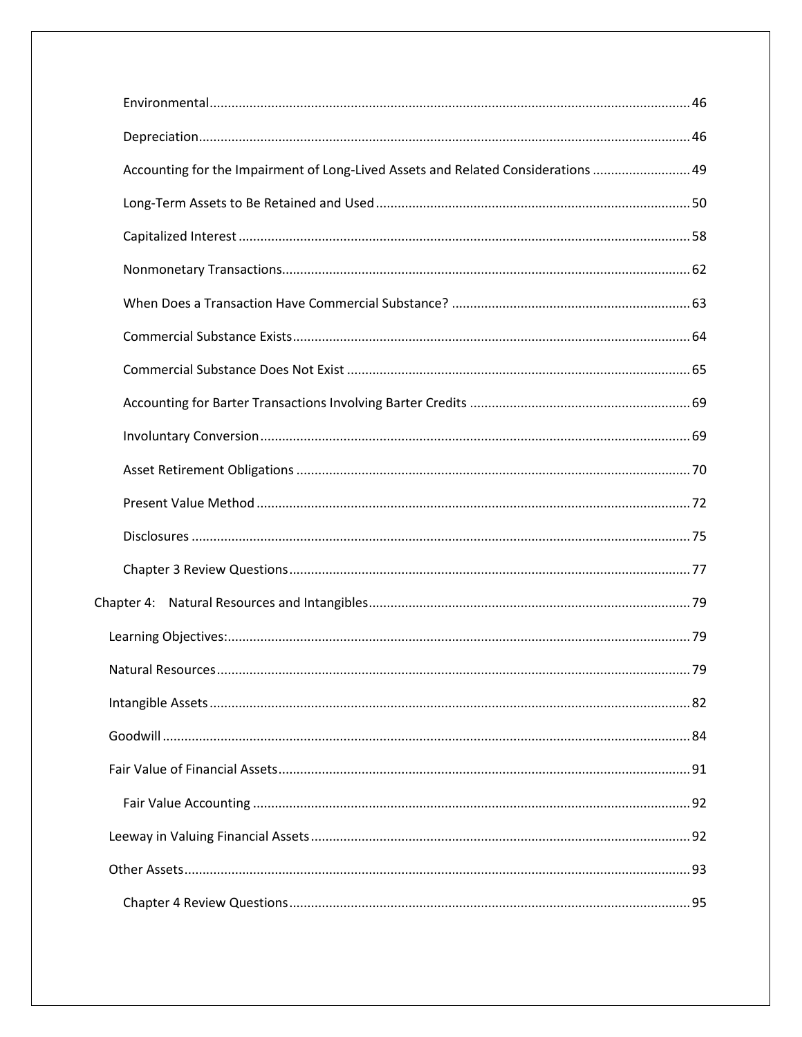Environmental ........................................................................................................................ 46

Depreciation .......................................................................................................................... 46

Accounting for the Impairment of Long-Lived Assets and Related Considerations ........................... 49

Long-Term Assets to Be Retained and Used ....................................................................................... 50

Capitalized Interest ............................................................................................................................ 58

Nonmonetary Transactions ................................................................................................................ 62

When Does a Transaction Have Commercial Substance? .................................................................. 63

Commercial Substance Exists ............................................................................................................. 64

Commercial Substance Does Not Exist .............................................................................................. 65

Accounting for Barter Transactions Involving Barter Credits ............................................................. 69

Involuntary Conversion ...................................................................................................................... 69

Asset Retirement Obligations ............................................................................................................. 70

Present Value Method ........................................................................................................................ 72

Disclosures .......................................................................................................................................... 75

Chapter 3 Review Questions .............................................................................................................. 77

Chapter 4: Natural Resources and Intangibles ........................................................................................ 79

Learning Objectives: ............................................................................................................................... 79

Natural Resources .................................................................................................................................. 79

Intangible Assets .................................................................................................................................... 82

Goodwill ................................................................................................................................................. 84

Fair Value of Financial Assets .................................................................................................................. 91

Fair Value Accounting ......................................................................................................................... 92

Leeway in Valuing Financial Assets ......................................................................................................... 92

Other Assets ........................................................................................................................................... 93

Chapter 4 Review Questions .............................................................................................................. 95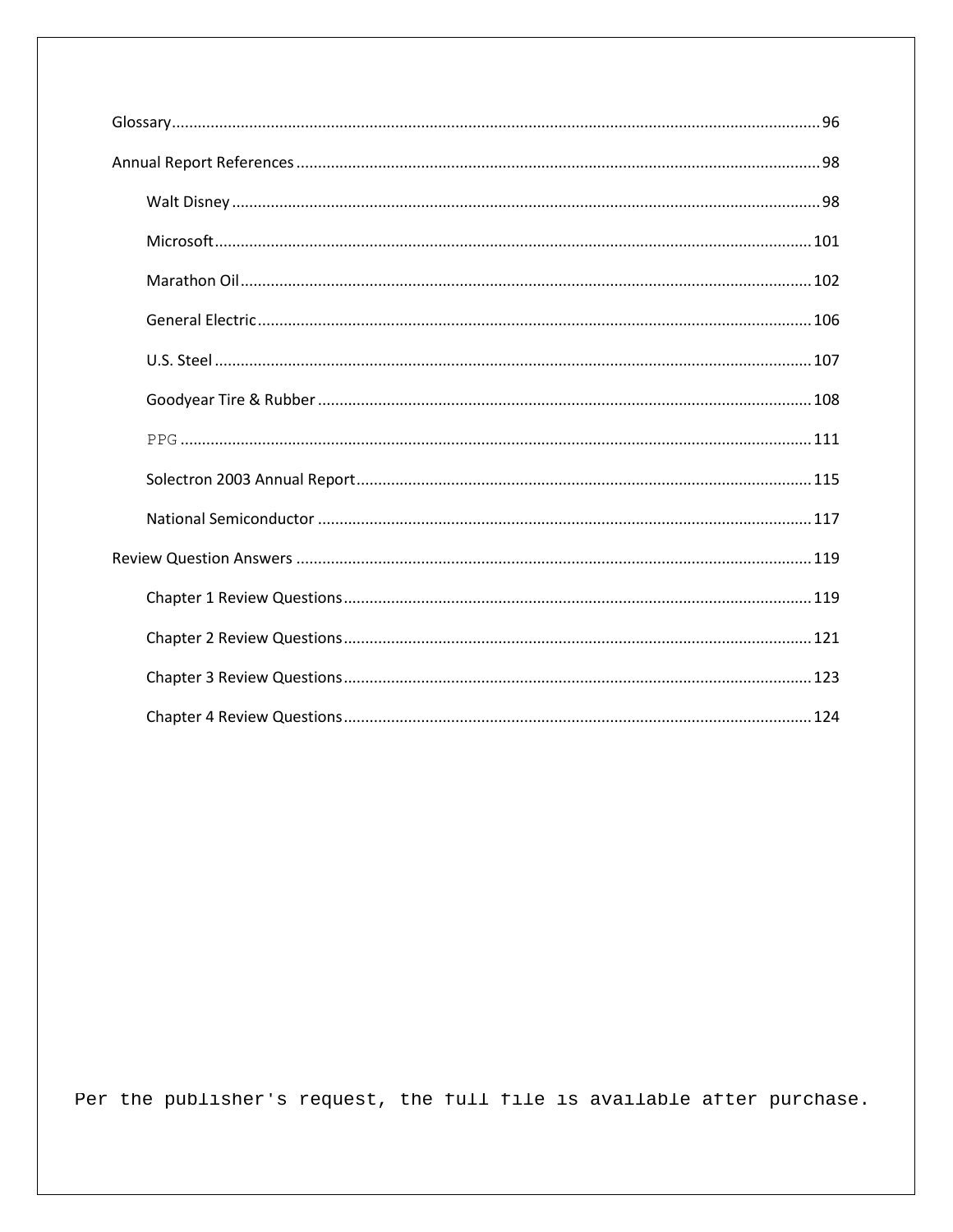- Glossary ........ 96
- Annual Report References ........ 98
  - Walt Disney ........ 98
  - Microsoft ........ 101
  - Marathon Oil ........ 102
  - General Electric ........ 106
  - U.S. Steel ........ 107
  - Goodyear Tire & Rubber ........ 108
  - PPG ........ 111
  - Solectron 2003 Annual Report ........ 115
  - National Semiconductor ........ 117
- Review Question Answers ........ 119
  - Chapter 1 Review Questions ........ 119
  - Chapter 2 Review Questions ........ 121
  - Chapter 3 Review Questions ........ 123
  - Chapter 4 Review Questions ........ 124

Per the publisher's request, the full file is available after purchase.